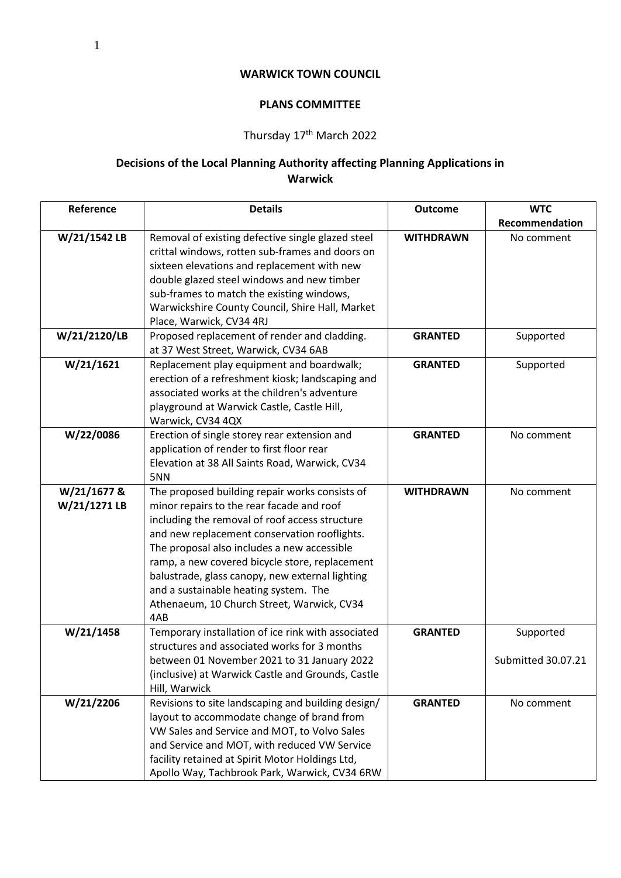# WARWICK TOWN COUNCIL

## PLANS COMMITTEE

Thursday 17th March 2022

### Decisions of the Local Planning Authority affecting Planning Applications in Warwick

| Reference | Details | Outcome | WTC Recommendation |
|---|---|---|---|
| **W/21/1542 LB** | Removal of existing defective single glazed steel crittal windows, rotten sub-frames and doors on sixteen elevations and replacement with new double glazed steel windows and new timber sub-frames to match the existing windows, Warwickshire County Council, Shire Hall, Market Place, Warwick, CV34 4RJ | **WITHDRAWN** | No comment |
| **W/21/2120/LB** | Proposed replacement of render and cladding. at 37 West Street, Warwick, CV34 6AB | **GRANTED** | Supported |
| **W/21/1621** | Replacement play equipment and boardwalk; erection of a refreshment kiosk; landscaping and associated works at the children's adventure playground at Warwick Castle, Castle Hill, Warwick, CV34 4QX | **GRANTED** | Supported |
| **W/22/0086** | Erection of single storey rear extension and application of render to first floor rear Elevation at 38 All Saints Road, Warwick, CV34 5NN | **GRANTED** | No comment |
| **W/21/1677 & W/21/1271 LB** | The proposed building repair works consists of minor repairs to the rear facade and roof including the removal of roof access structure and new replacement conservation rooflights. The proposal also includes a new accessible ramp, a new covered bicycle store, replacement balustrade, glass canopy, new external lighting and a sustainable heating system. The Athenaeum, 10 Church Street, Warwick, CV34 4AB | **WITHDRAWN** | No comment |
| **W/21/1458** | Temporary installation of ice rink with associated structures and associated works for 3 months between 01 November 2021 to 31 January 2022 (inclusive) at Warwick Castle and Grounds, Castle Hill, Warwick | **GRANTED** | Supported<br><br>Submitted 30.07.21 |
| **W/21/2206** | Revisions to site landscaping and building design/ layout to accommodate change of brand from VW Sales and Service and MOT, to Volvo Sales and Service and MOT, with reduced VW Service facility retained at Spirit Motor Holdings Ltd, Apollo Way, Tachbrook Park, Warwick, CV34 6RW | **GRANTED** | No comment |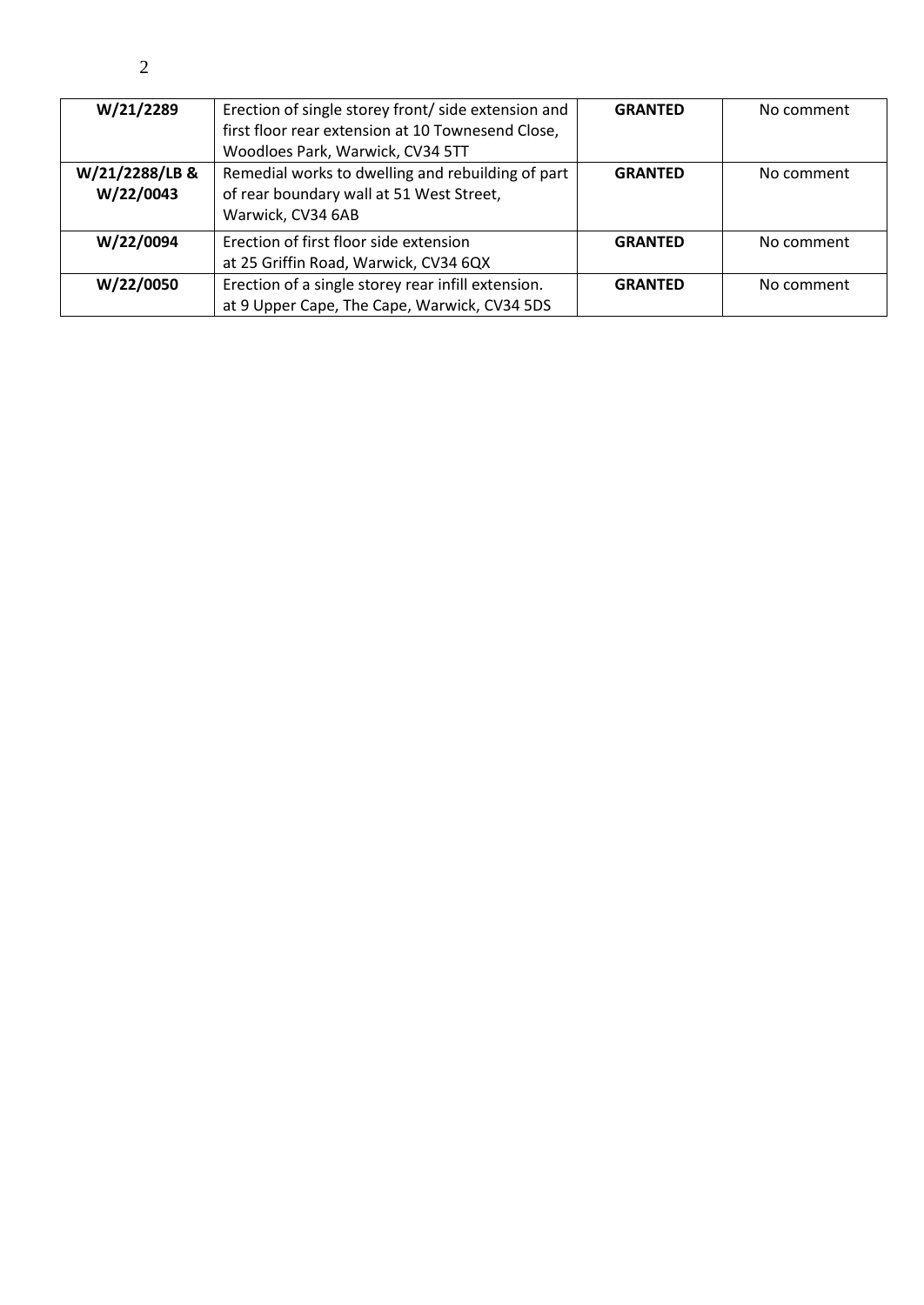| | | | |
|---|---|---|---|
| **W/21/2289** | Erection of single storey front/ side extension and first floor rear extension at 10 Townesend Close, Woodloes Park, Warwick, CV34 5TT | **GRANTED** | No comment |
| **W/21/2288/LB & W/22/0043** | Remedial works to dwelling and rebuilding of part of rear boundary wall at 51 West Street, Warwick, CV34 6AB | **GRANTED** | No comment |
| **W/22/0094** | Erection of first floor side extension at 25 Griffin Road, Warwick, CV34 6QX | **GRANTED** | No comment |
| **W/22/0050** | Erection of a single storey rear infill extension. at 9 Upper Cape, The Cape, Warwick, CV34 5DS | **GRANTED** | No comment |